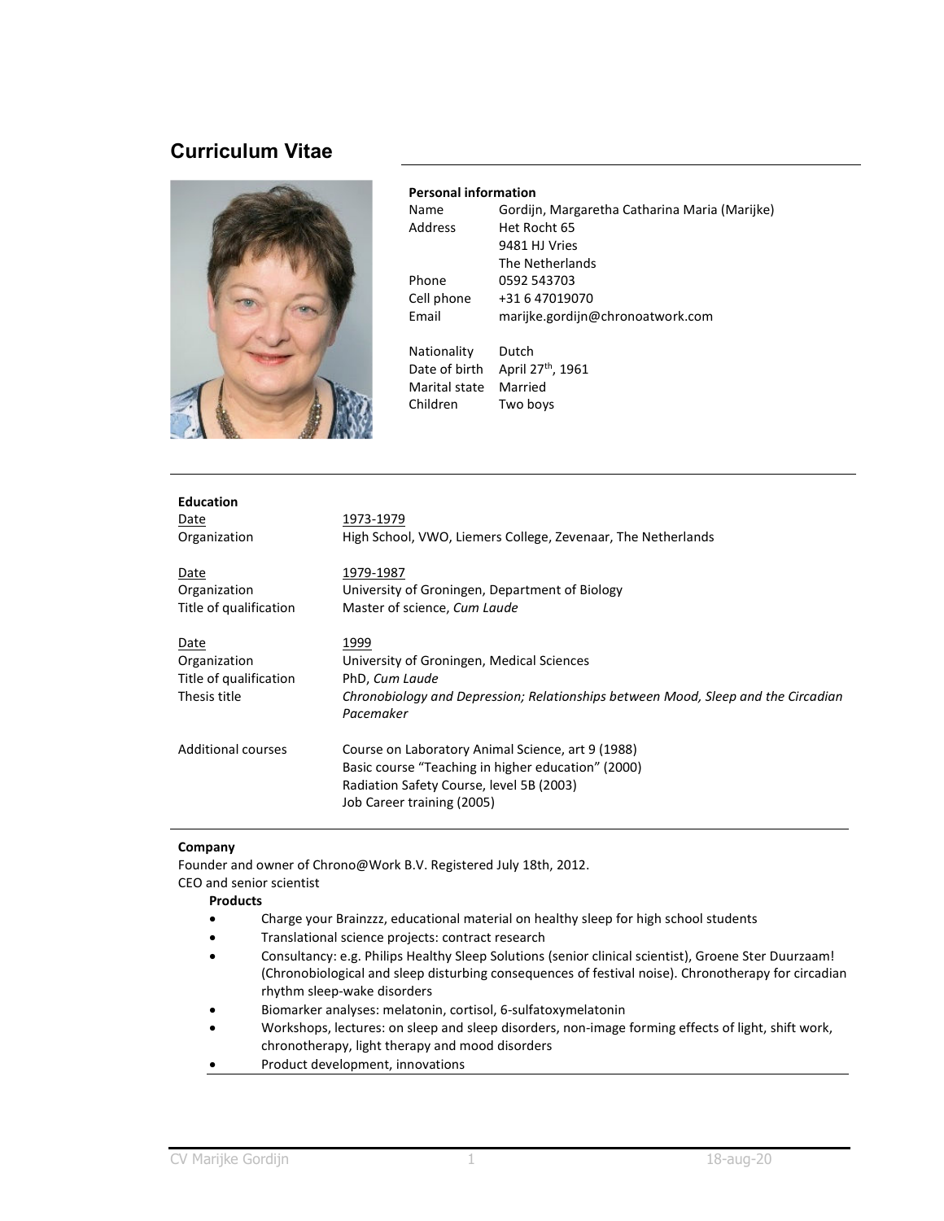# Curriculum Vitae

**Personal information**

| | |
|---|---|
| Name | Gordijn, Margaretha Catharina Maria (Marijke) |
| Address | Het Rocht 65<br>9481 HJ Vries<br>The Netherlands |
| Phone | 0592 543703 |
| Cell phone | +31 6 47019070 |
| Email | marijke.gordijn@chronoatwork.com |
| Nationality | Dutch |
| Date of birth | April 27th, 1961 |
| Marital state | Married |
| Children | Two boys |

**Education**

| | |
|---|---|
| Date | 1973-1979 |
| Organization | High School, VWO, Liemers College, Zevenaar, The Netherlands |
| | |
| Date | 1979-1987 |
| Organization | University of Groningen, Department of Biology |
| Title of qualification | Master of science, *Cum Laude* |
| | |
| Date | 1999 |
| Organization | University of Groningen, Medical Sciences |
| Title of qualification | PhD, *Cum Laude* |
| Thesis title | *Chronobiology and Depression; Relationships between Mood, Sleep and the Circadian Pacemaker* |
| | |
| Additional courses | Course on Laboratory Animal Science, art 9 (1988)<br>Basic course "Teaching in higher education" (2000)<br>Radiation Safety Course, level 5B (2003)<br>Job Career training (2005) |

**Company**

Founder and owner of Chrono@Work B.V. Registered July 18th, 2012.
CEO and senior scientist

**Products**

- Charge your Brainzzz, educational material on healthy sleep for high school students
- Translational science projects: contract research
- Consultancy: e.g. Philips Healthy Sleep Solutions (senior clinical scientist), Groene Ster Duurzaam! (Chronobiological and sleep disturbing consequences of festival noise). Chronotherapy for circadian rhythm sleep-wake disorders
- Biomarker analyses: melatonin, cortisol, 6-sulfatoxymelatonin
- Workshops, lectures: on sleep and sleep disorders, non-image forming effects of light, shift work, chronotherapy, light therapy and mood disorders
- Product development, innovations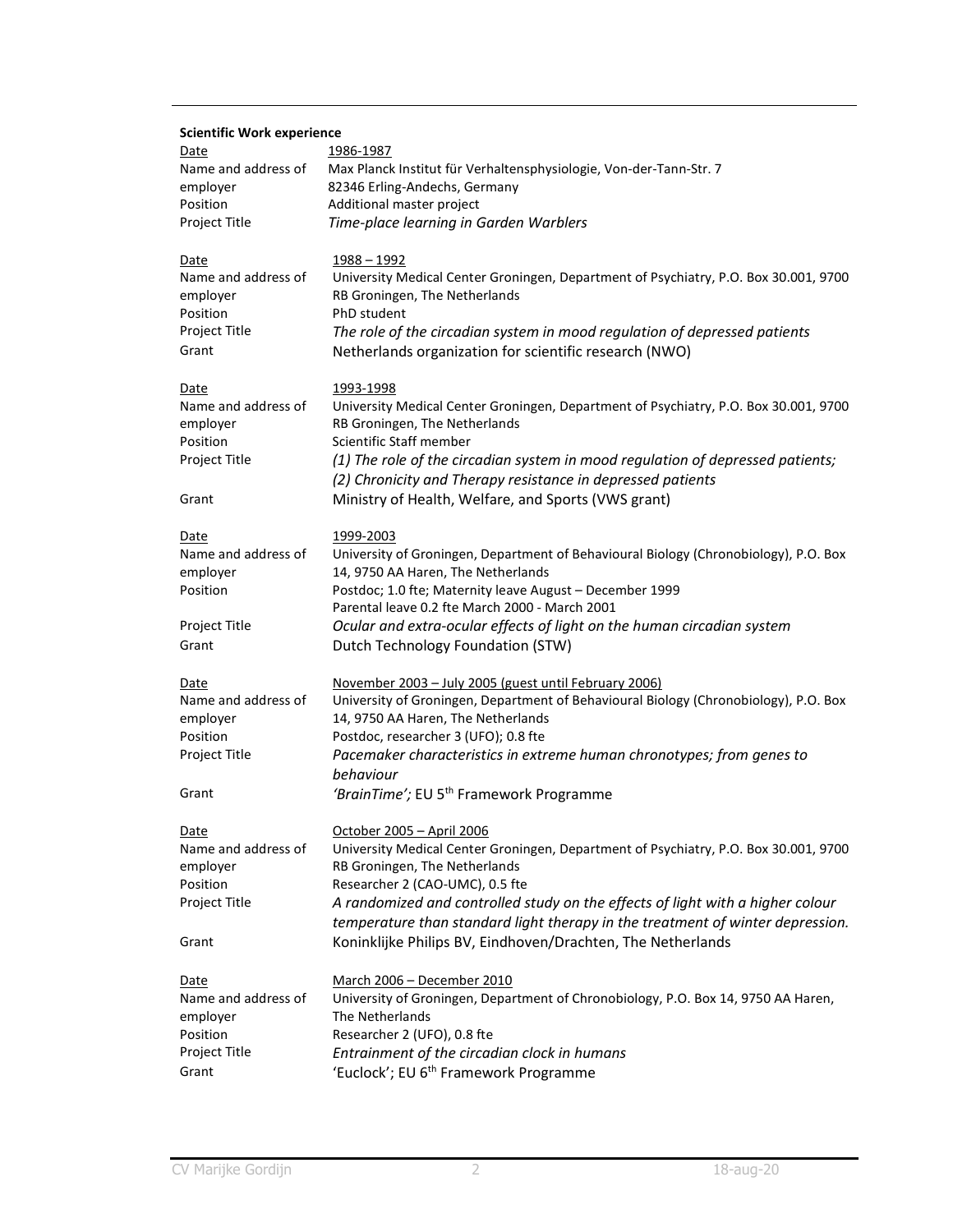**Scientific Work experience**

| | |
|---|---|
| Date | 1986-1987 |
| Name and address of employer | Max Planck Institut für Verhaltensphysiologie, Von-der-Tann-Str. 7 82346 Erling-Andechs, Germany |
| Position | Additional master project |
| Project Title | *Time-place learning in Garden Warblers* |

| | |
|---|---|
| Date | 1988 – 1992 |
| Name and address of employer | University Medical Center Groningen, Department of Psychiatry, P.O. Box 30.001, 9700 RB Groningen, The Netherlands |
| Position | PhD student |
| Project Title | *The role of the circadian system in mood regulation of depressed patients* |
| Grant | Netherlands organization for scientific research (NWO) |

| | |
|---|---|
| Date | 1993-1998 |
| Name and address of employer | University Medical Center Groningen, Department of Psychiatry, P.O. Box 30.001, 9700 RB Groningen, The Netherlands |
| Position | Scientific Staff member |
| Project Title | *(1) The role of the circadian system in mood regulation of depressed patients; (2) Chronicity and Therapy resistance in depressed patients* |
| Grant | Ministry of Health, Welfare, and Sports (VWS grant) |

| | |
|---|---|
| Date | 1999-2003 |
| Name and address of employer | University of Groningen, Department of Behavioural Biology (Chronobiology), P.O. Box 14, 9750 AA Haren, The Netherlands |
| Position | Postdoc; 1.0 fte; Maternity leave August – December 1999<br>Parental leave 0.2 fte March 2000 - March 2001 |
| Project Title | *Ocular and extra-ocular effects of light on the human circadian system* |
| Grant | Dutch Technology Foundation (STW) |

| | |
|---|---|
| Date | November 2003 – July 2005 (guest until February 2006) |
| Name and address of employer | University of Groningen, Department of Behavioural Biology (Chronobiology), P.O. Box 14, 9750 AA Haren, The Netherlands |
| Position | Postdoc, researcher 3 (UFO); 0.8 fte |
| Project Title | *Pacemaker characteristics in extreme human chronotypes; from genes to behaviour* |
| Grant | *'BrainTime';* EU 5th Framework Programme |

| | |
|---|---|
| Date | October 2005 – April 2006 |
| Name and address of employer | University Medical Center Groningen, Department of Psychiatry, P.O. Box 30.001, 9700 RB Groningen, The Netherlands |
| Position | Researcher 2 (CAO-UMC), 0.5 fte |
| Project Title | *A randomized and controlled study on the effects of light with a higher colour temperature than standard light therapy in the treatment of winter depression.* |
| Grant | Koninklijke Philips BV, Eindhoven/Drachten, The Netherlands |

| | |
|---|---|
| Date | March 2006 – December 2010 |
| Name and address of employer | University of Groningen, Department of Chronobiology, P.O. Box 14, 9750 AA Haren, The Netherlands |
| Position | Researcher 2 (UFO), 0.8 fte |
| Project Title | *Entrainment of the circadian clock in humans* |
| Grant | 'Euclock'; EU 6th Framework Programme |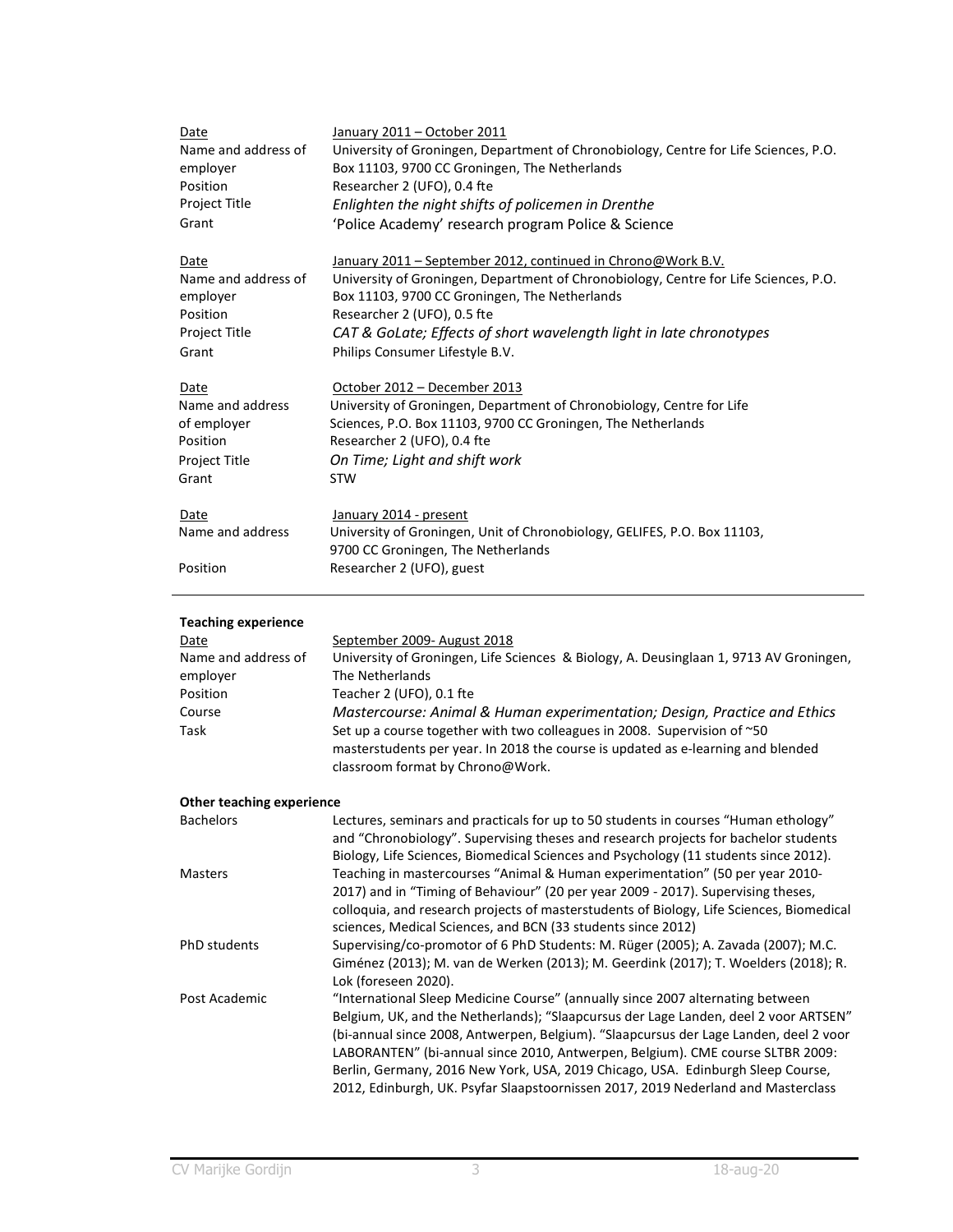| | |
|---|---|
| Date | January 2011 – October 2011 |
| Name and address of employer | University of Groningen, Department of Chronobiology, Centre for Life Sciences, P.O. Box 11103, 9700 CC Groningen, The Netherlands |
| Position | Researcher 2 (UFO), 0.4 fte |
| Project Title | *Enlighten the night shifts of policemen in Drenthe* |
| Grant | 'Police Academy' research program Police & Science |
| | |
| Date | January 2011 – September 2012, continued in Chrono@Work B.V. |
| Name and address of employer | University of Groningen, Department of Chronobiology, Centre for Life Sciences, P.O. Box 11103, 9700 CC Groningen, The Netherlands |
| Position | Researcher 2 (UFO), 0.5 fte |
| Project Title | *CAT & GoLate; Effects of short wavelength light in late chronotypes* |
| Grant | Philips Consumer Lifestyle B.V. |
| | |
| Date | October 2012 – December 2013 |
| Name and address of employer | University of Groningen, Department of Chronobiology, Centre for Life Sciences, P.O. Box 11103, 9700 CC Groningen, The Netherlands |
| Position | Researcher 2 (UFO), 0.4 fte |
| Project Title | *On Time; Light and shift work* |
| Grant | STW |
| | |
| Date | January 2014 - present |
| Name and address | University of Groningen, Unit of Chronobiology, GELIFES, P.O. Box 11103, 9700 CC Groningen, The Netherlands |
| Position | Researcher 2 (UFO), guest |

**Teaching experience**

| | |
|---|---|
| Date | September 2009- August 2018 |
| Name and address of employer | University of Groningen, Life Sciences & Biology, A. Deusinglaan 1, 9713 AV Groningen, The Netherlands |
| Position | Teacher 2 (UFO), 0.1 fte |
| Course | *Mastercourse: Animal & Human experimentation; Design, Practice and Ethics* |
| Task | Set up a course together with two colleagues in 2008. Supervision of ~50 masterstudents per year. In 2018 the course is updated as e-learning and blended classroom format by Chrono@Work. |

**Other teaching experience**

| | |
|---|---|
| Bachelors | Lectures, seminars and practicals for up to 50 students in courses "Human ethology" and "Chronobiology". Supervising theses and research projects for bachelor students Biology, Life Sciences, Biomedical Sciences and Psychology (11 students since 2012). |
| Masters | Teaching in mastercourses "Animal & Human experimentation" (50 per year 2010-2017) and in "Timing of Behaviour" (20 per year 2009 - 2017). Supervising theses, colloquia, and research projects of masterstudents of Biology, Life Sciences, Biomedical sciences, Medical Sciences, and BCN (33 students since 2012) |
| PhD students | Supervising/co-promotor of 6 PhD Students: M. Rüger (2005); A. Zavada (2007); M.C. Giménez (2013); M. van de Werken (2013); M. Geerdink (2017); T. Woelders (2018); R. Lok (foreseen 2020). |
| Post Academic | "International Sleep Medicine Course" (annually since 2007 alternating between Belgium, UK, and the Netherlands); "Slaapcursus der Lage Landen, deel 2 voor ARTSEN" (bi-annual since 2008, Antwerpen, Belgium). "Slaapcursus der Lage Landen, deel 2 voor LABORANTEN" (bi-annual since 2010, Antwerpen, Belgium). CME course SLTBR 2009: Berlin, Germany, 2016 New York, USA, 2019 Chicago, USA. Edinburgh Sleep Course, 2012, Edinburgh, UK. Psyfar Slaapstoornissen 2017, 2019 Nederland and Masterclass |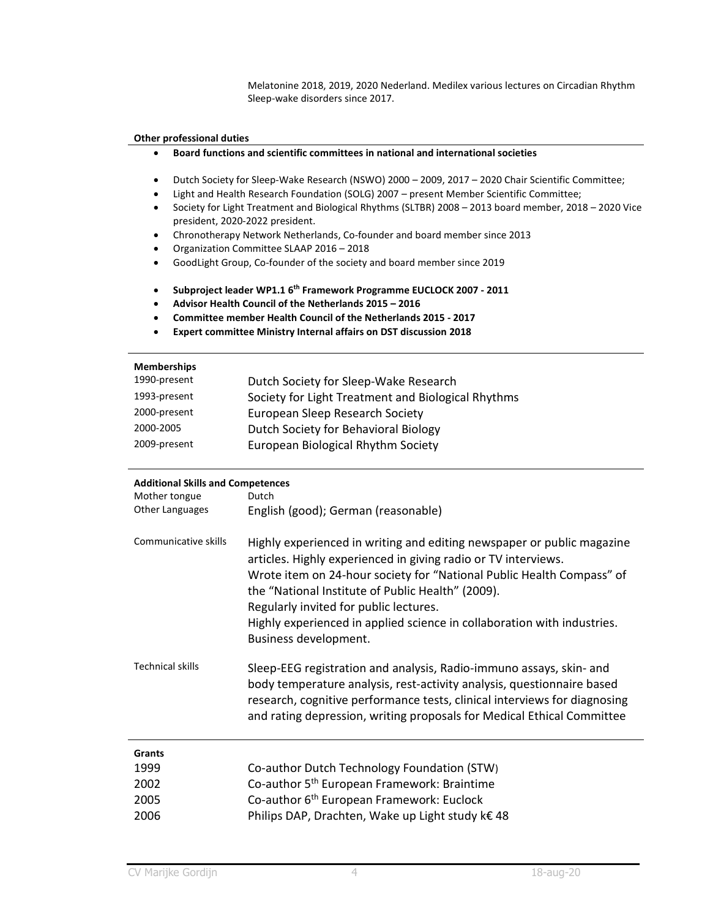Melatonine 2018, 2019, 2020 Nederland. Medilex various lectures on Circadian Rhythm Sleep-wake disorders since 2017.

**Other professional duties**

- **Board functions and scientific committees in national and international societies**

- Dutch Society for Sleep-Wake Research (NSWO) 2000 – 2009, 2017 – 2020 Chair Scientific Committee;
- Light and Health Research Foundation (SOLG) 2007 – present Member Scientific Committee;
- Society for Light Treatment and Biological Rhythms (SLTBR) 2008 – 2013 board member, 2018 – 2020 Vice president, 2020-2022 president.
- Chronotherapy Network Netherlands, Co-founder and board member since 2013
- Organization Committee SLAAP 2016 – 2018
- GoodLight Group, Co-founder of the society and board member since 2019

- **Subproject leader WP1.1 6th Framework Programme EUCLOCK 2007 - 2011**
- **Advisor Health Council of the Netherlands 2015 – 2016**
- **Committee member Health Council of the Netherlands 2015 - 2017**
- **Expert committee Ministry Internal affairs on DST discussion 2018**

**Memberships**

| | |
|---|---|
| 1990-present | Dutch Society for Sleep-Wake Research |
| 1993-present | Society for Light Treatment and Biological Rhythms |
| 2000-present | European Sleep Research Society |
| 2000-2005 | Dutch Society for Behavioral Biology |
| 2009-present | European Biological Rhythm Society |

**Additional Skills and Competences**

| | |
|---|---|
| Mother tongue | Dutch |
| Other Languages | English (good); German (reasonable) |
| Communicative skills | Highly experienced in writing and editing newspaper or public magazine articles. Highly experienced in giving radio or TV interviews. Wrote item on 24-hour society for "National Public Health Compass" of the "National Institute of Public Health" (2009). Regularly invited for public lectures. Highly experienced in applied science in collaboration with industries. Business development. |
| Technical skills | Sleep-EEG registration and analysis, Radio-immuno assays, skin- and body temperature analysis, rest-activity analysis, questionnaire based research, cognitive performance tests, clinical interviews for diagnosing and rating depression, writing proposals for Medical Ethical Committee |

**Grants**

| | |
|---|---|
| 1999 | Co-author Dutch Technology Foundation (STW) |
| 2002 | Co-author 5th European Framework: Braintime |
| 2005 | Co-author 6th European Framework: Euclock |
| 2006 | Philips DAP, Drachten, Wake up Light study k€ 48 |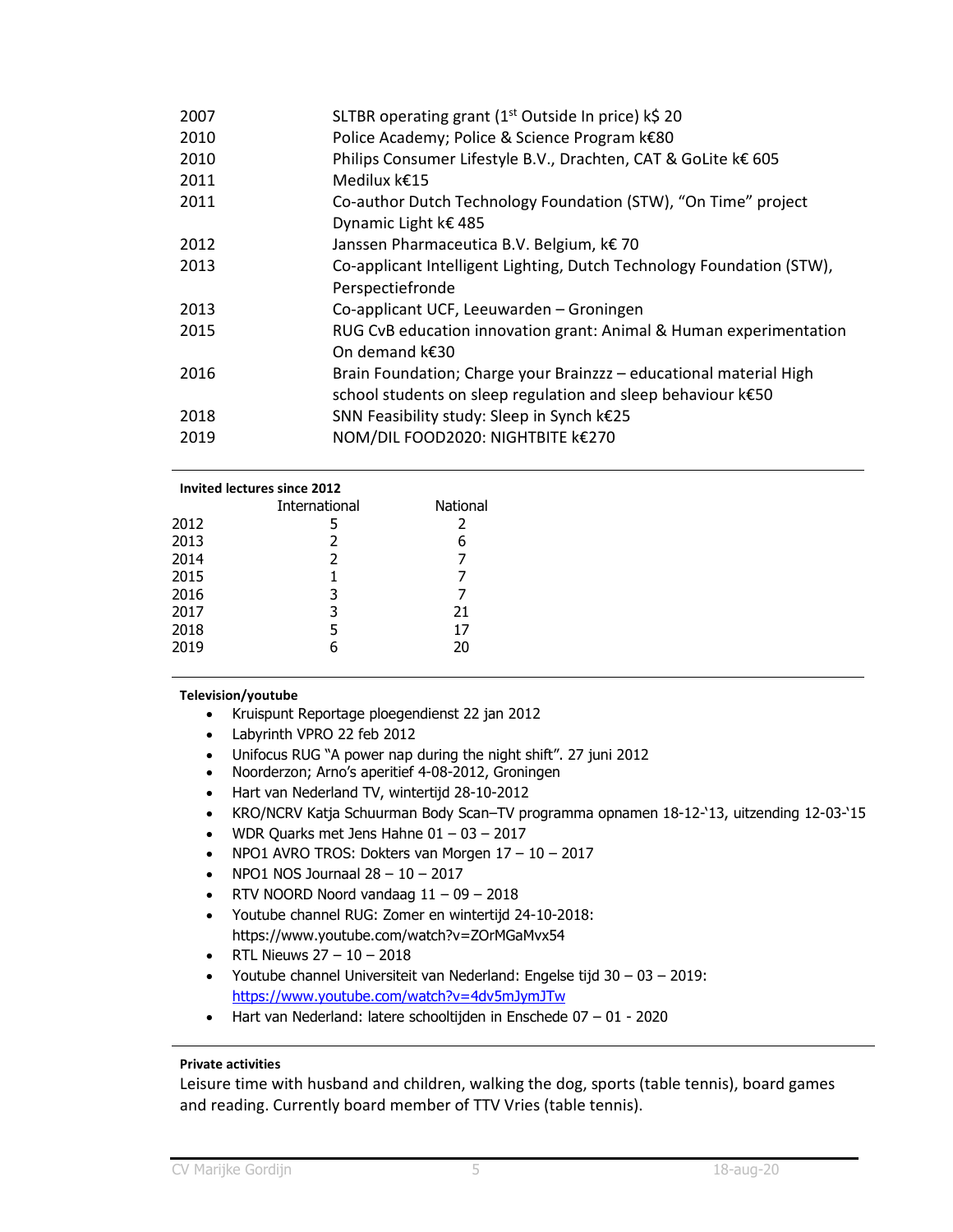| | |
|---|---|
| 2007 | SLTBR operating grant (1st Outside In price) k$ 20 |
| 2010 | Police Academy; Police & Science Program k€80 |
| 2010 | Philips Consumer Lifestyle B.V., Drachten, CAT & GoLite k€ 605 |
| 2011 | Medilux k€15 |
| 2011 | Co-author Dutch Technology Foundation (STW), "On Time" project Dynamic Light k€ 485 |
| 2012 | Janssen Pharmaceutica B.V. Belgium, k€ 70 |
| 2013 | Co-applicant Intelligent Lighting, Dutch Technology Foundation (STW), Perspectiefronde |
| 2013 | Co-applicant UCF, Leeuwarden – Groningen |
| 2015 | RUG CvB education innovation grant: Animal & Human experimentation On demand k€30 |
| 2016 | Brain Foundation; Charge your Brainzzz – educational material High school students on sleep regulation and sleep behaviour k€50 |
| 2018 | SNN Feasibility study: Sleep in Synch k€25 |
| 2019 | NOM/DIL FOOD2020: NIGHTBITE k€270 |

**Invited lectures since 2012**

| | International | National |
|---|---|---|
| 2012 | 5 | 2 |
| 2013 | 2 | 6 |
| 2014 | 2 | 7 |
| 2015 | 1 | 7 |
| 2016 | 3 | 7 |
| 2017 | 3 | 21 |
| 2018 | 5 | 17 |
| 2019 | 6 | 20 |

**Television/youtube**

- Kruispunt Reportage ploegendienst 22 jan 2012
- Labyrinth VPRO 22 feb 2012
- Unifocus RUG "A power nap during the night shift". 27 juni 2012
- Noorderzon; Arno's aperitief 4-08-2012, Groningen
- Hart van Nederland TV, wintertijd 28-10-2012
- KRO/NCRV Katja Schuurman Body Scan–TV programma opnamen 18-12-'13, uitzending 12-03-'15
- WDR Quarks met Jens Hahne 01 – 03 – 2017
- NPO1 AVRO TROS: Dokters van Morgen 17 – 10 – 2017
- NPO1 NOS Journaal 28 – 10 – 2017
- RTV NOORD Noord vandaag 11 – 09 – 2018
- Youtube channel RUG: Zomer en wintertijd 24-10-2018: https://www.youtube.com/watch?v=ZOrMGaMvx54
- RTL Nieuws 27 – 10 – 2018
- Youtube channel Universiteit van Nederland: Engelse tijd 30 – 03 – 2019: https://www.youtube.com/watch?v=4dv5mJymJTw
- Hart van Nederland: latere schooltijden in Enschede 07 – 01 - 2020

**Private activities**

Leisure time with husband and children, walking the dog, sports (table tennis), board games and reading. Currently board member of TTV Vries (table tennis).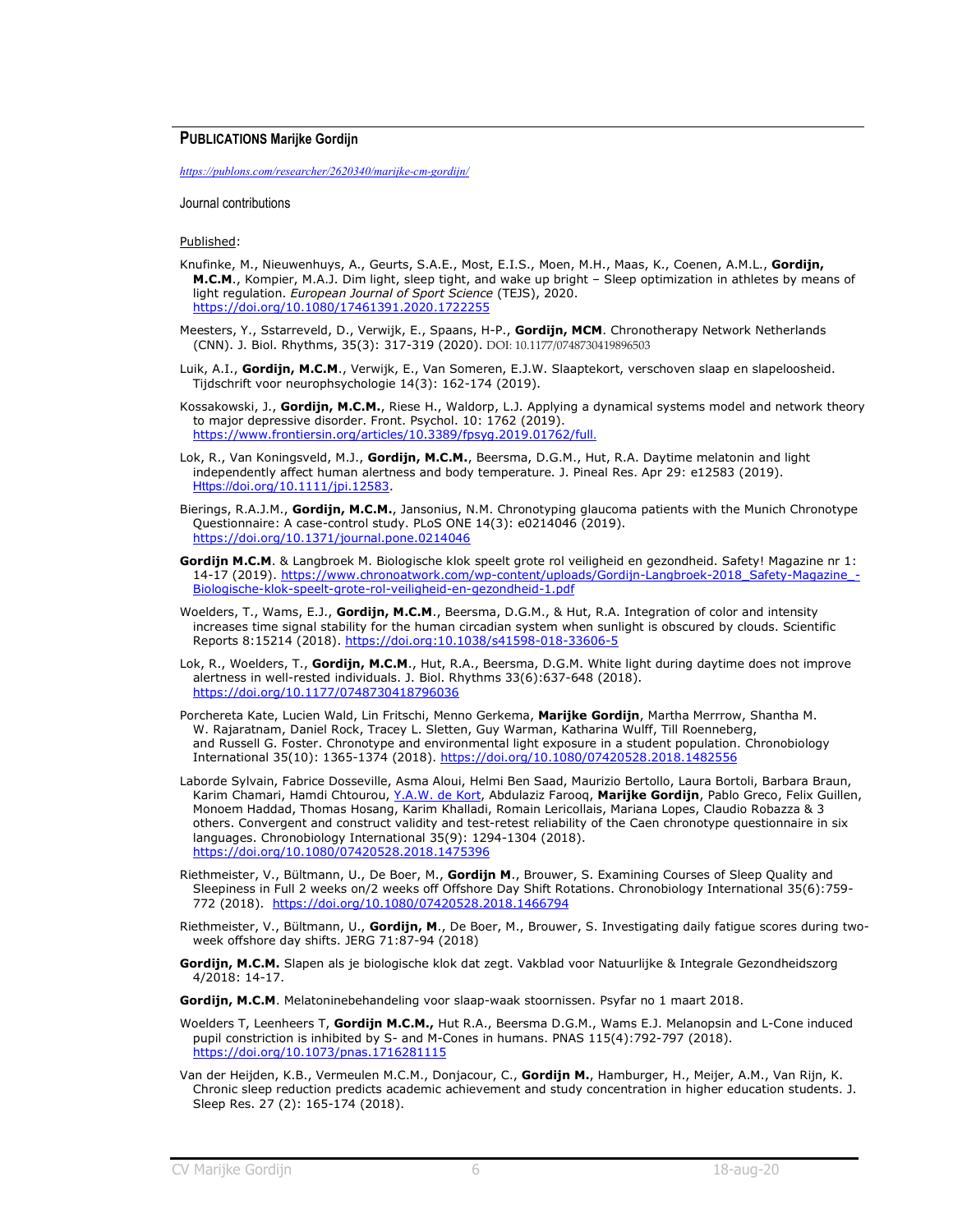## PUBLICATIONS Marijke Gordijn

*https://publons.com/researcher/2620340/marijke-cm-gordijn/*

Journal contributions

Published:

Knufinke, M., Nieuwenhuys, A., Geurts, S.A.E., Most, E.I.S., Moen, M.H., Maas, K., Coenen, A.M.L., **Gordijn, M.C.M.**, Kompier, M.A.J. Dim light, sleep tight, and wake up bright – Sleep optimization in athletes by means of light regulation. *European Journal of Sport Science* (TEJS), 2020. https://doi.org/10.1080/17461391.2020.1722255

Meesters, Y., Sstarreveld, D., Verwijk, E., Spaans, H-P., **Gordijn, MCM**. Chronotherapy Network Netherlands (CNN). J. Biol. Rhythms, 35(3): 317-319 (2020). DOI: 10.1177/0748730419896503

Luik, A.I., **Gordijn, M.C.M.**, Verwijk, E., Van Someren, E.J.W. Slaaptekort, verschoven slaap en slapeloosheid. Tijdschrift voor neurophsychologie 14(3): 162-174 (2019).

Kossakowski, J., **Gordijn, M.C.M.**, Riese H., Waldorp, L.J. Applying a dynamical systems model and network theory to major depressive disorder. Front. Psychol. 10: 1762 (2019). https://www.frontiersin.org/articles/10.3389/fpsyg.2019.01762/full.

Lok, R., Van Koningsveld, M.J., **Gordijn, M.C.M.**, Beersma, D.G.M., Hut, R.A. Daytime melatonin and light independently affect human alertness and body temperature. J. Pineal Res. Apr 29: e12583 (2019). Https://doi.org/10.1111/jpi.12583.

Bierings, R.A.J.M., **Gordijn, M.C.M.**, Jansonius, N.M. Chronotyping glaucoma patients with the Munich Chronotype Questionnaire: A case-control study. PLoS ONE 14(3): e0214046 (2019). https://doi.org/10.1371/journal.pone.0214046

**Gordijn M.C.M**. & Langbroek M. Biologische klok speelt grote rol veiligheid en gezondheid. Safety! Magazine nr 1: 14-17 (2019). https://www.chronoatwork.com/wp-content/uploads/Gordijn-Langbroek-2018_Safety-Magazine_-Biologische-klok-speelt-grote-rol-veiligheid-en-gezondheid-1.pdf

Woelders, T., Wams, E.J., **Gordijn, M.C.M**., Beersma, D.G.M., & Hut, R.A. Integration of color and intensity increases time signal stability for the human circadian system when sunlight is obscured by clouds. Scientific Reports 8:15214 (2018). https://doi.org:10.1038/s41598-018-33606-5

Lok, R., Woelders, T., **Gordijn, M.C.M**., Hut, R.A., Beersma, D.G.M. White light during daytime does not improve alertness in well-rested individuals. J. Biol. Rhythms 33(6):637-648 (2018). https://doi.org/10.1177/0748730418796036

Porchereta Kate, Lucien Wald, Lin Fritschi, Menno Gerkema, **Marijke Gordijn**, Martha Merrrow, Shantha M. W. Rajaratnam, Daniel Rock, Tracey L. Sletten, Guy Warman, Katharina Wulff, Till Roenneberg, and Russell G. Foster. Chronotype and environmental light exposure in a student population. Chronobiology International 35(10): 1365-1374 (2018). https://doi.org/10.1080/07420528.2018.1482556

Laborde Sylvain, Fabrice Dosseville, Asma Aloui, Helmi Ben Saad, Maurizio Bertollo, Laura Bortoli, Barbara Braun, Karim Chamari, Hamdi Chtourou, Y.A.W. de Kort, Abdulaziz Farooq, **Marijke Gordijn**, Pablo Greco, Felix Guillen, Monoem Haddad, Thomas Hosang, Karim Khalladi, Romain Lericollais, Mariana Lopes, Claudio Robazza & 3 others. Convergent and construct validity and test-retest reliability of the Caen chronotype questionnaire in six languages. Chronobiology International 35(9): 1294-1304 (2018). https://doi.org/10.1080/07420528.2018.1475396

Riethmeister, V., Bültmann, U., De Boer, M., **Gordijn M**., Brouwer, S. Examining Courses of Sleep Quality and Sleepiness in Full 2 weeks on/2 weeks off Offshore Day Shift Rotations. Chronobiology International 35(6):759-772 (2018). https://doi.org/10.1080/07420528.2018.1466794

Riethmeister, V., Bültmann, U., **Gordijn, M**., De Boer, M., Brouwer, S. Investigating daily fatigue scores during two-week offshore day shifts. JERG 71:87-94 (2018)

**Gordijn, M.C.M.** Slapen als je biologische klok dat zegt. Vakblad voor Natuurlijke & Integrale Gezondheidszorg 4/2018: 14-17.

**Gordijn, M.C.M**. Melatoninebehandeling voor slaap-waak stoornissen. Psyfar no 1 maart 2018.

Woelders T, Leenheers T, **Gordijn M.C.M.,** Hut R.A., Beersma D.G.M., Wams E.J. Melanopsin and L-Cone induced pupil constriction is inhibited by S- and M-Cones in humans. PNAS 115(4):792-797 (2018). https://doi.org/10.1073/pnas.1716281115

Van der Heijden, K.B., Vermeulen M.C.M., Donjacour, C., **Gordijn M.**, Hamburger, H., Meijer, A.M., Van Rijn, K. Chronic sleep reduction predicts academic achievement and study concentration in higher education students. J. Sleep Res. 27 (2): 165-174 (2018).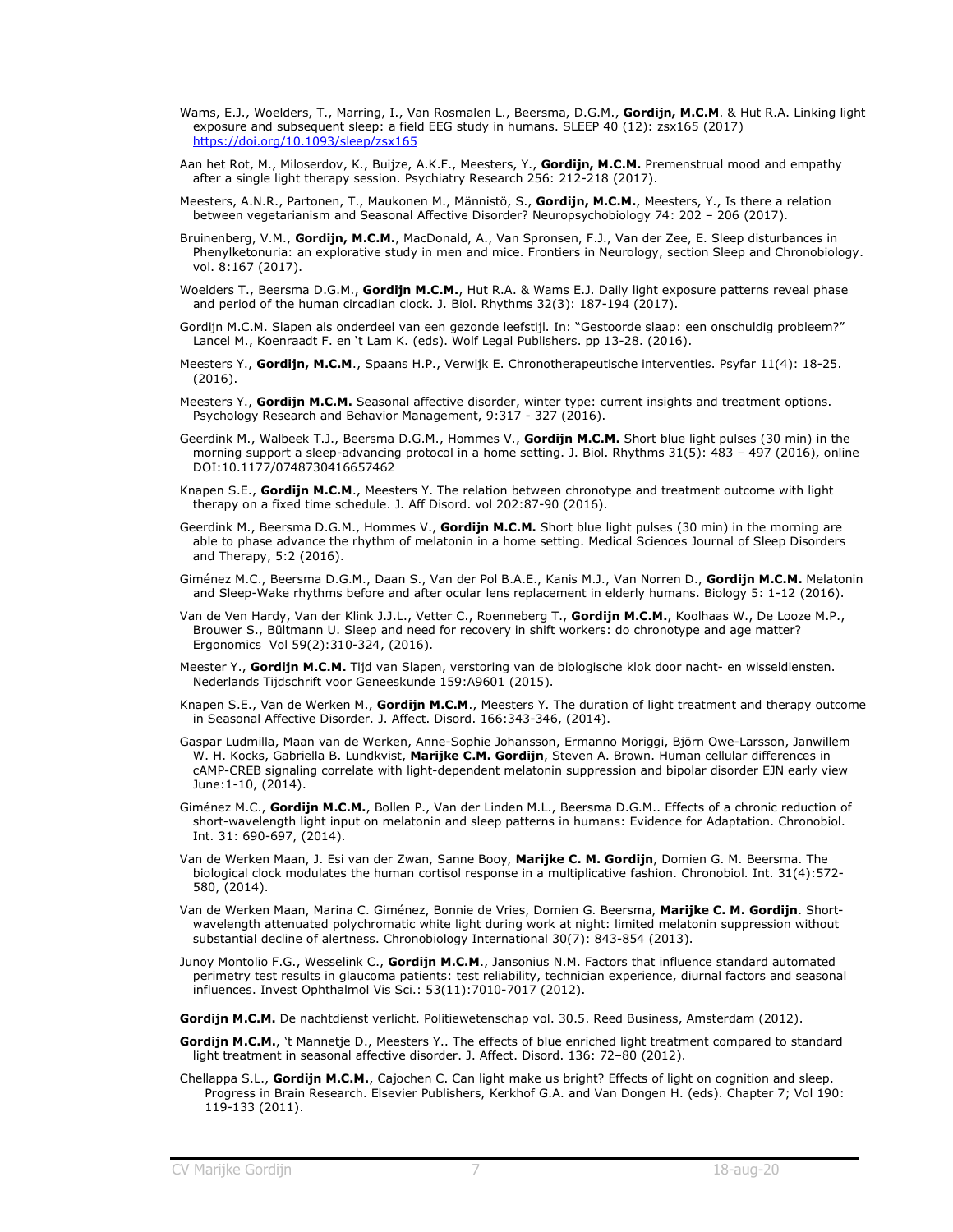Wams, E.J., Woelders, T., Marring, I., Van Rosmalen L., Beersma, D.G.M., **Gordijn, M.C.M**. & Hut R.A. Linking light exposure and subsequent sleep: a field EEG study in humans. SLEEP 40 (12): zsx165 (2017) https://doi.org/10.1093/sleep/zsx165

Aan het Rot, M., Miloserdov, K., Buijze, A.K.F., Meesters, Y., **Gordijn, M.C.M.** Premenstrual mood and empathy after a single light therapy session. Psychiatry Research 256: 212-218 (2017).

Meesters, A.N.R., Partonen, T., Maukonen M., Männistö, S., **Gordijn, M.C.M.**, Meesters, Y., Is there a relation between vegetarianism and Seasonal Affective Disorder? Neuropsychobiology 74: 202 – 206 (2017).

Bruinenberg, V.M., **Gordijn, M.C.M.**, MacDonald, A., Van Spronsen, F.J., Van der Zee, E. Sleep disturbances in Phenylketonuria: an explorative study in men and mice. Frontiers in Neurology, section Sleep and Chronobiology. vol. 8:167 (2017).

Woelders T., Beersma D.G.M., **Gordijn M.C.M.**, Hut R.A. & Wams E.J. Daily light exposure patterns reveal phase and period of the human circadian clock. J. Biol. Rhythms 32(3): 187-194 (2017).

Gordijn M.C.M. Slapen als onderdeel van een gezonde leefstijl. In: "Gestoorde slaap: een onschuldig probleem?" Lancel M., Koenraadt F. en 't Lam K. (eds). Wolf Legal Publishers. pp 13-28. (2016).

Meesters Y., **Gordijn, M.C.M**., Spaans H.P., Verwijk E. Chronotherapeutische interventies. Psyfar 11(4): 18-25. (2016).

Meesters Y., **Gordijn M.C.M.** Seasonal affective disorder, winter type: current insights and treatment options. Psychology Research and Behavior Management, 9:317 - 327 (2016).

Geerdink M., Walbeek T.J., Beersma D.G.M., Hommes V., **Gordijn M.C.M.** Short blue light pulses (30 min) in the morning support a sleep-advancing protocol in a home setting. J. Biol. Rhythms 31(5): 483 – 497 (2016), online DOI:10.1177/0748730416657462

Knapen S.E., **Gordijn M.C.M**., Meesters Y. The relation between chronotype and treatment outcome with light therapy on a fixed time schedule. J. Aff Disord. vol 202:87-90 (2016).

Geerdink M., Beersma D.G.M., Hommes V., **Gordijn M.C.M.** Short blue light pulses (30 min) in the morning are able to phase advance the rhythm of melatonin in a home setting. Medical Sciences Journal of Sleep Disorders and Therapy, 5:2 (2016).

Giménez M.C., Beersma D.G.M., Daan S., Van der Pol B.A.E., Kanis M.J., Van Norren D., **Gordijn M.C.M.** Melatonin and Sleep-Wake rhythms before and after ocular lens replacement in elderly humans. Biology 5: 1-12 (2016).

Van de Ven Hardy, Van der Klink J.J.L., Vetter C., Roenneberg T., **Gordijn M.C.M.**, Koolhaas W., De Looze M.P., Brouwer S., Bültmann U. Sleep and need for recovery in shift workers: do chronotype and age matter? Ergonomics Vol 59(2):310-324, (2016).

Meester Y., **Gordijn M.C.M.** Tijd van Slapen, verstoring van de biologische klok door nacht- en wisseldiensten. Nederlands Tijdschrift voor Geneeskunde 159:A9601 (2015).

Knapen S.E., Van de Werken M., **Gordijn M.C.M**., Meesters Y. The duration of light treatment and therapy outcome in Seasonal Affective Disorder. J. Affect. Disord. 166:343-346, (2014).

Gaspar Ludmilla, Maan van de Werken, Anne-Sophie Johansson, Ermanno Moriggi, Björn Owe-Larsson, Janwillem W. H. Kocks, Gabriella B. Lundkvist, **Marijke C.M. Gordijn**, Steven A. Brown. Human cellular differences in cAMP-CREB signaling correlate with light-dependent melatonin suppression and bipolar disorder EJN early view June:1-10, (2014).

Giménez M.C., **Gordijn M.C.M.**, Bollen P., Van der Linden M.L., Beersma D.G.M.. Effects of a chronic reduction of short-wavelength light input on melatonin and sleep patterns in humans: Evidence for Adaptation. Chronobiol. Int. 31: 690-697, (2014).

Van de Werken Maan, J. Esi van der Zwan, Sanne Booy, **Marijke C. M. Gordijn**, Domien G. M. Beersma. The biological clock modulates the human cortisol response in a multiplicative fashion. Chronobiol. Int. 31(4):572-580, (2014).

Van de Werken Maan, Marina C. Giménez, Bonnie de Vries, Domien G. Beersma, **Marijke C. M. Gordijn**. Short-wavelength attenuated polychromatic white light during work at night: limited melatonin suppression without substantial decline of alertness. Chronobiology International 30(7): 843-854 (2013).

Junoy Montolio F.G., Wesselink C., **Gordijn M.C.M**., Jansonius N.M. Factors that influence standard automated perimetry test results in glaucoma patients: test reliability, technician experience, diurnal factors and seasonal influences. Invest Ophthalmol Vis Sci.: 53(11):7010-7017 (2012).

**Gordijn M.C.M.** De nachtdienst verlicht. Politiewetenschap vol. 30.5. Reed Business, Amsterdam (2012).

**Gordijn M.C.M.**, 't Mannetje D., Meesters Y.. The effects of blue enriched light treatment compared to standard light treatment in seasonal affective disorder. J. Affect. Disord. 136: 72–80 (2012).

Chellappa S.L., **Gordijn M.C.M.**, Cajochen C. Can light make us bright? Effects of light on cognition and sleep. Progress in Brain Research. Elsevier Publishers, Kerkhof G.A. and Van Dongen H. (eds). Chapter 7; Vol 190: 119-133 (2011).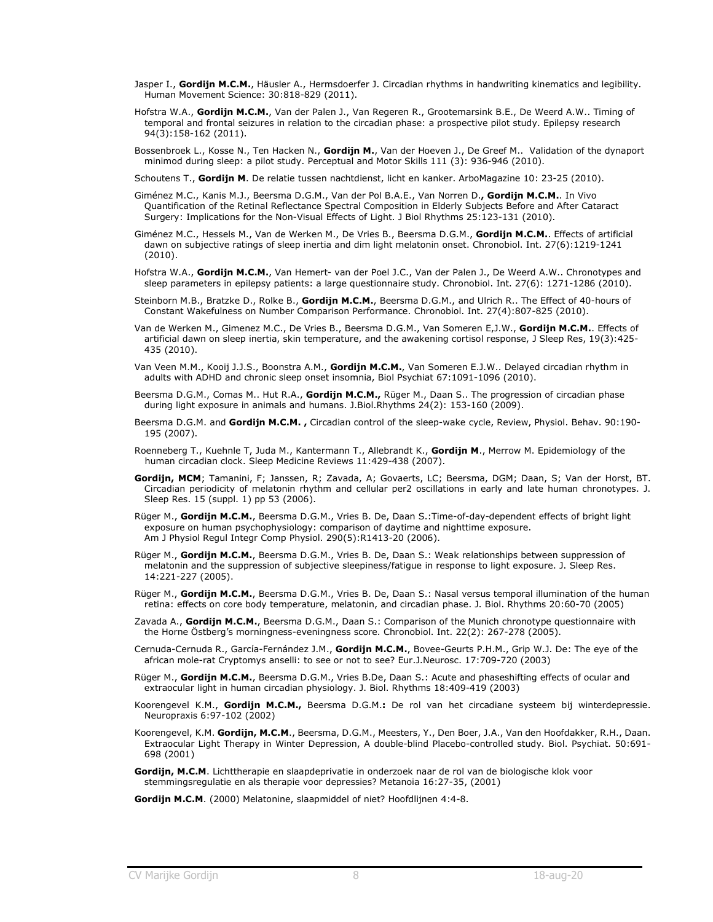Jasper I., **Gordijn M.C.M.**, Häusler A., Hermsdoerfer J. Circadian rhythms in handwriting kinematics and legibility. Human Movement Science: 30:818-829 (2011).

Hofstra W.A., **Gordijn M.C.M.**, Van der Palen J., Van Regeren R., Grootemarsink B.E., De Weerd A.W.. Timing of temporal and frontal seizures in relation to the circadian phase: a prospective pilot study. Epilepsy research 94(3):158-162 (2011).

Bossenbroek L., Kosse N., Ten Hacken N., **Gordijn M.**, Van der Hoeven J., De Greef M.. Validation of the dynaport minimod during sleep: a pilot study. Perceptual and Motor Skills 111 (3): 936-946 (2010).

Schoutens T., **Gordijn M**. De relatie tussen nachtdienst, licht en kanker. ArboMagazine 10: 23-25 (2010).

Giménez M.C., Kanis M.J., Beersma D.G.M., Van der Pol B.A.E., Van Norren D.**, Gordijn M.C.M.**. In Vivo Quantification of the Retinal Reflectance Spectral Composition in Elderly Subjects Before and After Cataract Surgery: Implications for the Non-Visual Effects of Light. J Biol Rhythms 25:123-131 (2010).

Giménez M.C., Hessels M., Van de Werken M., De Vries B., Beersma D.G.M., **Gordijn M.C.M.**. Effects of artificial dawn on subjective ratings of sleep inertia and dim light melatonin onset. Chronobiol. Int. 27(6):1219-1241 (2010).

Hofstra W.A., **Gordijn M.C.M.**, Van Hemert- van der Poel J.C., Van der Palen J., De Weerd A.W.. Chronotypes and sleep parameters in epilepsy patients: a large questionnaire study. Chronobiol. Int. 27(6): 1271-1286 (2010).

Steinborn M.B., Bratzke D., Rolke B., **Gordijn M.C.M.**, Beersma D.G.M., and Ulrich R.. The Effect of 40-hours of Constant Wakefulness on Number Comparison Performance. Chronobiol. Int. 27(4):807-825 (2010).

Van de Werken M., Gimenez M.C., De Vries B., Beersma D.G.M., Van Someren E,J.W., **Gordijn M.C.M.**. Effects of artificial dawn on sleep inertia, skin temperature, and the awakening cortisol response, J Sleep Res, 19(3):425-435 (2010).

Van Veen M.M., Kooij J.J.S., Boonstra A.M., **Gordijn M.C.M.**, Van Someren E.J.W.. Delayed circadian rhythm in adults with ADHD and chronic sleep onset insomnia, Biol Psychiat 67:1091-1096 (2010).

Beersma D.G.M., Comas M.. Hut R.A., **Gordijn M.C.M.,** Rüger M., Daan S.. The progression of circadian phase during light exposure in animals and humans. J.Biol.Rhythms 24(2): 153-160 (2009).

Beersma D.G.M. and **Gordijn M.C.M. ,** Circadian control of the sleep-wake cycle, Review, Physiol. Behav. 90:190-195 (2007).

Roenneberg T., Kuehnle T, Juda M., Kantermann T., Allebrandt K., **Gordijn M**., Merrow M. Epidemiology of the human circadian clock. Sleep Medicine Reviews 11:429-438 (2007).

**Gordijn, MCM**; Tamanini, F; Janssen, R; Zavada, A; Govaerts, LC; Beersma, DGM; Daan, S; Van der Horst, BT. Circadian periodicity of melatonin rhythm and cellular per2 oscillations in early and late human chronotypes. J. Sleep Res. 15 (suppl. 1) pp 53 (2006).

Rüger M., **Gordijn M.C.M.**, Beersma D.G.M., Vries B. De, Daan S.:Time-of-day-dependent effects of bright light exposure on human psychophysiology: comparison of daytime and nighttime exposure. Am J Physiol Regul Integr Comp Physiol. 290(5):R1413-20 (2006).

Rüger M., **Gordijn M.C.M.**, Beersma D.G.M., Vries B. De, Daan S.: Weak relationships between suppression of melatonin and the suppression of subjective sleepiness/fatigue in response to light exposure. J. Sleep Res. 14:221-227 (2005).

Rüger M., **Gordijn M.C.M.**, Beersma D.G.M., Vries B. De, Daan S.: Nasal versus temporal illumination of the human retina: effects on core body temperature, melatonin, and circadian phase. J. Biol. Rhythms 20:60-70 (2005)

Zavada A., **Gordijn M.C.M.**, Beersma D.G.M., Daan S.: Comparison of the Munich chronotype questionnaire with the Horne Östberg's morningness-eveningness score. Chronobiol. Int. 22(2): 267-278 (2005).

Cernuda-Cernuda R., García-Fernández J.M., **Gordijn M.C.M.**, Bovee-Geurts P.H.M., Grip W.J. De: The eye of the african mole-rat Cryptomys anselli: to see or not to see? Eur.J.Neurosc. 17:709-720 (2003)

Rüger M., **Gordijn M.C.M.**, Beersma D.G.M., Vries B.De, Daan S.: Acute and phaseshifting effects of ocular and extraocular light in human circadian physiology. J. Biol. Rhythms 18:409-419 (2003)

Koorengevel K.M., **Gordijn M.C.M.,** Beersma D.G.M.**:** De rol van het circadiane systeem bij winterdepressie. Neuropraxis 6:97-102 (2002)

Koorengevel, K.M. **Gordijn, M.C.M**., Beersma, D.G.M., Meesters, Y., Den Boer, J.A., Van den Hoofdakker, R.H., Daan. Extraocular Light Therapy in Winter Depression, A double-blind Placebo-controlled study. Biol. Psychiat. 50:691-698 (2001)

**Gordijn, M.C.M**. Lichttherapie en slaapdeprivatie in onderzoek naar de rol van de biologische klok voor stemmingsregulatie en als therapie voor depressies? Metanoia 16:27-35, (2001)

**Gordijn M.C.M**. (2000) Melatonine, slaapmiddel of niet? Hoofdlijnen 4:4-8.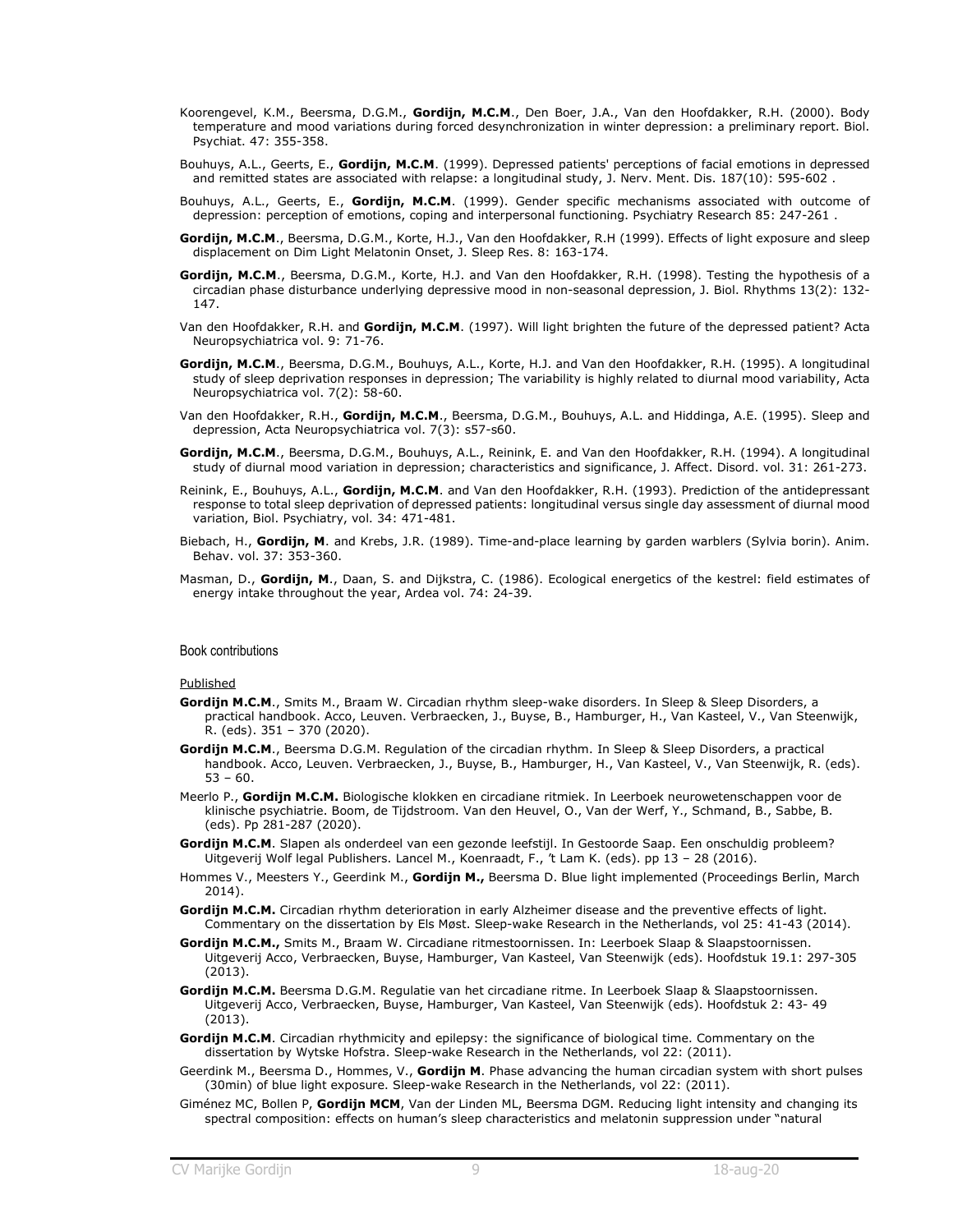Koorengevel, K.M., Beersma, D.G.M., **Gordijn, M.C.M**., Den Boer, J.A., Van den Hoofdakker, R.H. (2000). Body temperature and mood variations during forced desynchronization in winter depression: a preliminary report. Biol. Psychiat. 47: 355-358.

Bouhuys, A.L., Geerts, E., **Gordijn, M.C.M**. (1999). Depressed patients' perceptions of facial emotions in depressed and remitted states are associated with relapse: a longitudinal study, J. Nerv. Ment. Dis. 187(10): 595-602 .

Bouhuys, A.L., Geerts, E., **Gordijn, M.C.M**. (1999). Gender specific mechanisms associated with outcome of depression: perception of emotions, coping and interpersonal functioning. Psychiatry Research 85: 247-261 .

**Gordijn, M.C.M**., Beersma, D.G.M., Korte, H.J., Van den Hoofdakker, R.H (1999). Effects of light exposure and sleep displacement on Dim Light Melatonin Onset, J. Sleep Res. 8: 163-174.

**Gordijn, M.C.M**., Beersma, D.G.M., Korte, H.J. and Van den Hoofdakker, R.H. (1998). Testing the hypothesis of a circadian phase disturbance underlying depressive mood in non-seasonal depression, J. Biol. Rhythms 13(2): 132-147.

Van den Hoofdakker, R.H. and **Gordijn, M.C.M**. (1997). Will light brighten the future of the depressed patient? Acta Neuropsychiatrica vol. 9: 71-76.

**Gordijn, M.C.M**., Beersma, D.G.M., Bouhuys, A.L., Korte, H.J. and Van den Hoofdakker, R.H. (1995). A longitudinal study of sleep deprivation responses in depression; The variability is highly related to diurnal mood variability, Acta Neuropsychiatrica vol. 7(2): 58-60.

Van den Hoofdakker, R.H., **Gordijn, M.C.M**., Beersma, D.G.M., Bouhuys, A.L. and Hiddinga, A.E. (1995). Sleep and depression, Acta Neuropsychiatrica vol. 7(3): s57-s60.

**Gordijn, M.C.M**., Beersma, D.G.M., Bouhuys, A.L., Reinink, E. and Van den Hoofdakker, R.H. (1994). A longitudinal study of diurnal mood variation in depression; characteristics and significance, J. Affect. Disord. vol. 31: 261-273.

Reinink, E., Bouhuys, A.L., **Gordijn, M.C.M**. and Van den Hoofdakker, R.H. (1993). Prediction of the antidepressant response to total sleep deprivation of depressed patients: longitudinal versus single day assessment of diurnal mood variation, Biol. Psychiatry, vol. 34: 471-481.

Biebach, H., **Gordijn, M**. and Krebs, J.R. (1989). Time-and-place learning by garden warblers (Sylvia borin). Anim. Behav. vol. 37: 353-360.

Masman, D., **Gordijn, M**., Daan, S. and Dijkstra, C. (1986). Ecological energetics of the kestrel: field estimates of energy intake throughout the year, Ardea vol. 74: 24-39.

## Book contributions

Published

**Gordijn M.C.M**., Smits M., Braam W. Circadian rhythm sleep-wake disorders. In Sleep & Sleep Disorders, a practical handbook. Acco, Leuven. Verbraecken, J., Buyse, B., Hamburger, H., Van Kasteel, V., Van Steenwijk, R. (eds). 351 – 370 (2020).

**Gordijn M.C.M**., Beersma D.G.M. Regulation of the circadian rhythm. In Sleep & Sleep Disorders, a practical handbook. Acco, Leuven. Verbraecken, J., Buyse, B., Hamburger, H., Van Kasteel, V., Van Steenwijk, R. (eds). 53 – 60.

Meerlo P., **Gordijn M.C.M.** Biologische klokken en circadiane ritmiek. In Leerboek neurowetenschappen voor de klinische psychiatrie. Boom, de Tijdstroom. Van den Heuvel, O., Van der Werf, Y., Schmand, B., Sabbe, B. (eds). Pp 281-287 (2020).

**Gordijn M.C.M**. Slapen als onderdeel van een gezonde leefstijl. In Gestoorde Saap. Een onschuldig probleem? Uitgeverij Wolf legal Publishers. Lancel M., Koenraadt, F., 't Lam K. (eds). pp 13 – 28 (2016).

Hommes V., Meesters Y., Geerdink M., **Gordijn M.,** Beersma D. Blue light implemented (Proceedings Berlin, March 2014).

**Gordijn M.C.M.** Circadian rhythm deterioration in early Alzheimer disease and the preventive effects of light. Commentary on the dissertation by Els Møst. Sleep-wake Research in the Netherlands, vol 25: 41-43 (2014).

**Gordijn M.C.M.,** Smits M., Braam W. Circadiane ritmestoornissen. In: Leerboek Slaap & Slaapstoornissen. Uitgeverij Acco, Verbraecken, Buyse, Hamburger, Van Kasteel, Van Steenwijk (eds). Hoofdstuk 19.1: 297-305 (2013).

**Gordijn M.C.M.** Beersma D.G.M. Regulatie van het circadiane ritme. In Leerboek Slaap & Slaapstoornissen. Uitgeverij Acco, Verbraecken, Buyse, Hamburger, Van Kasteel, Van Steenwijk (eds). Hoofdstuk 2: 43- 49 (2013).

**Gordijn M.C.M**. Circadian rhythmicity and epilepsy: the significance of biological time. Commentary on the dissertation by Wytske Hofstra. Sleep-wake Research in the Netherlands, vol 22: (2011).

Geerdink M., Beersma D., Hommes, V., **Gordijn M**. Phase advancing the human circadian system with short pulses (30min) of blue light exposure. Sleep-wake Research in the Netherlands, vol 22: (2011).

Giménez MC, Bollen P, **Gordijn MCM**, Van der Linden ML, Beersma DGM. Reducing light intensity and changing its spectral composition: effects on human's sleep characteristics and melatonin suppression under "natural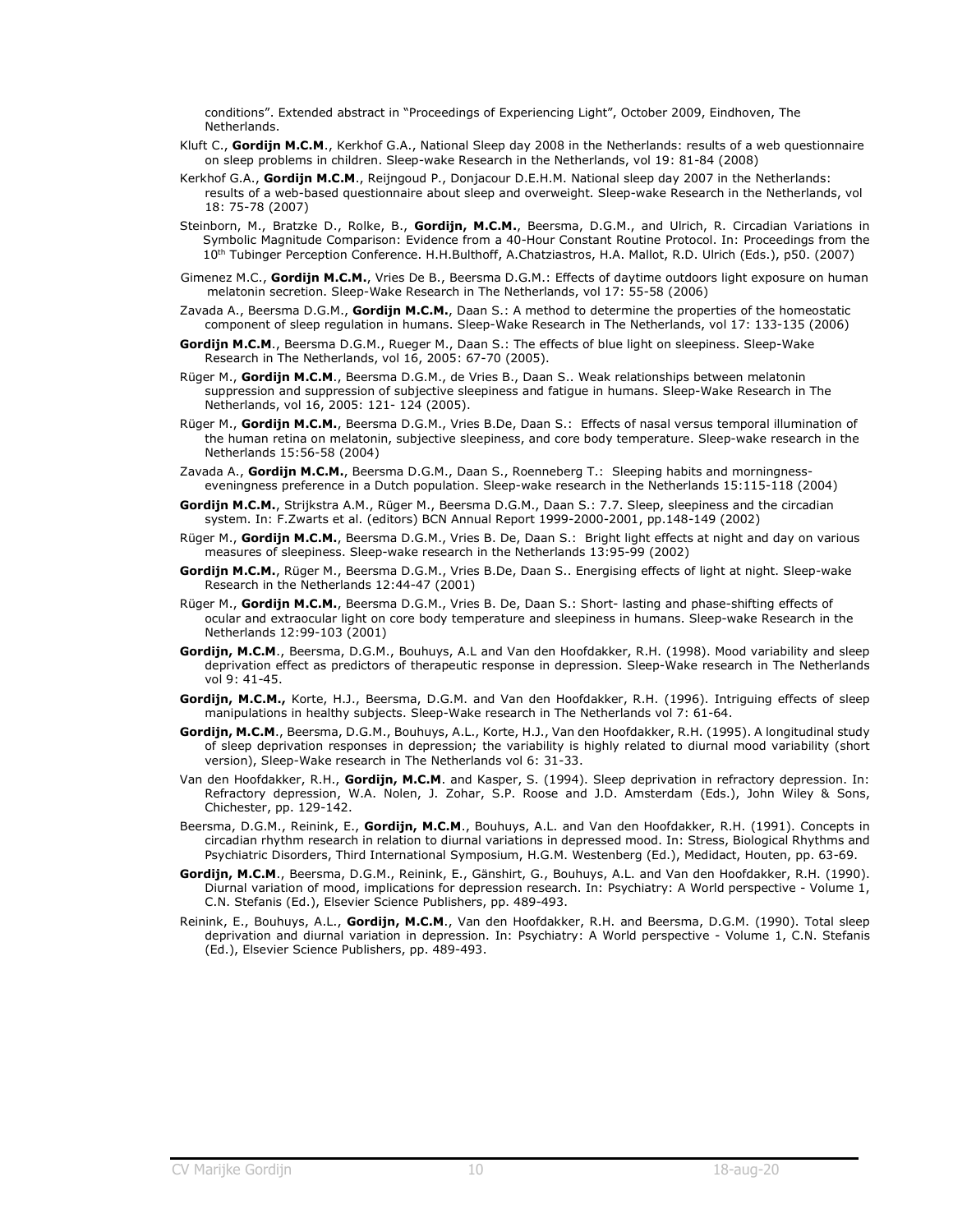conditions". Extended abstract in "Proceedings of Experiencing Light", October 2009, Eindhoven, The Netherlands.

Kluft C., **Gordijn M.C.M**., Kerkhof G.A., National Sleep day 2008 in the Netherlands: results of a web questionnaire on sleep problems in children. Sleep-wake Research in the Netherlands, vol 19: 81-84 (2008)

Kerkhof G.A., **Gordijn M.C.M**., Reijngoud P., Donjacour D.E.H.M. National sleep day 2007 in the Netherlands: results of a web-based questionnaire about sleep and overweight. Sleep-wake Research in the Netherlands, vol 18: 75-78 (2007)

Steinborn, M., Bratzke D., Rolke, B., **Gordijn, M.C.M.**, Beersma, D.G.M., and Ulrich, R. Circadian Variations in Symbolic Magnitude Comparison: Evidence from a 40-Hour Constant Routine Protocol. In: Proceedings from the 10th Tubinger Perception Conference. H.H.Bulthoff, A.Chatziastros, H.A. Mallot, R.D. Ulrich (Eds.), p50. (2007)

Gimenez M.C., **Gordijn M.C.M.**, Vries De B., Beersma D.G.M.: Effects of daytime outdoors light exposure on human melatonin secretion. Sleep-Wake Research in The Netherlands, vol 17: 55-58 (2006)

Zavada A., Beersma D.G.M., **Gordijn M.C.M.**, Daan S.: A method to determine the properties of the homeostatic component of sleep regulation in humans. Sleep-Wake Research in The Netherlands, vol 17: 133-135 (2006)

**Gordijn M.C.M**., Beersma D.G.M., Rueger M., Daan S.: The effects of blue light on sleepiness. Sleep-Wake Research in The Netherlands, vol 16, 2005: 67-70 (2005).

Rüger M., **Gordijn M.C.M**., Beersma D.G.M., de Vries B., Daan S.. Weak relationships between melatonin suppression and suppression of subjective sleepiness and fatigue in humans. Sleep-Wake Research in The Netherlands, vol 16, 2005: 121- 124 (2005).

Rüger M., **Gordijn M.C.M.**, Beersma D.G.M., Vries B.De, Daan S.: Effects of nasal versus temporal illumination of the human retina on melatonin, subjective sleepiness, and core body temperature. Sleep-wake research in the Netherlands 15:56-58 (2004)

Zavada A., **Gordijn M.C.M.**, Beersma D.G.M., Daan S., Roenneberg T.: Sleeping habits and morningness-eveningness preference in a Dutch population. Sleep-wake research in the Netherlands 15:115-118 (2004)

**Gordijn M.C.M.**, Strijkstra A.M., Rüger M., Beersma D.G.M., Daan S.: 7.7. Sleep, sleepiness and the circadian system. In: F.Zwarts et al. (editors) BCN Annual Report 1999-2000-2001, pp.148-149 (2002)

Rüger M., **Gordijn M.C.M.**, Beersma D.G.M., Vries B. De, Daan S.: Bright light effects at night and day on various measures of sleepiness. Sleep-wake research in the Netherlands 13:95-99 (2002)

**Gordijn M.C.M.**, Rüger M., Beersma D.G.M., Vries B.De, Daan S.. Energising effects of light at night. Sleep-wake Research in the Netherlands 12:44-47 (2001)

Rüger M., **Gordijn M.C.M.**, Beersma D.G.M., Vries B. De, Daan S.: Short- lasting and phase-shifting effects of ocular and extraocular light on core body temperature and sleepiness in humans. Sleep-wake Research in the Netherlands 12:99-103 (2001)

**Gordijn, M.C.M**., Beersma, D.G.M., Bouhuys, A.L and Van den Hoofdakker, R.H. (1998). Mood variability and sleep deprivation effect as predictors of therapeutic response in depression. Sleep-Wake research in The Netherlands vol 9: 41-45.

**Gordijn, M.C.M.,** Korte, H.J., Beersma, D.G.M. and Van den Hoofdakker, R.H. (1996). Intriguing effects of sleep manipulations in healthy subjects. Sleep-Wake research in The Netherlands vol 7: 61-64.

**Gordijn, M.C.M**., Beersma, D.G.M., Bouhuys, A.L., Korte, H.J., Van den Hoofdakker, R.H. (1995). A longitudinal study of sleep deprivation responses in depression; the variability is highly related to diurnal mood variability (short version), Sleep-Wake research in The Netherlands vol 6: 31-33.

Van den Hoofdakker, R.H., **Gordijn, M.C.M**. and Kasper, S. (1994). Sleep deprivation in refractory depression. In: Refractory depression, W.A. Nolen, J. Zohar, S.P. Roose and J.D. Amsterdam (Eds.), John Wiley & Sons, Chichester, pp. 129-142.

Beersma, D.G.M., Reinink, E., **Gordijn, M.C.M**., Bouhuys, A.L. and Van den Hoofdakker, R.H. (1991). Concepts in circadian rhythm research in relation to diurnal variations in depressed mood. In: Stress, Biological Rhythms and Psychiatric Disorders, Third International Symposium, H.G.M. Westenberg (Ed.), Medidact, Houten, pp. 63-69.

**Gordijn, M.C.M**., Beersma, D.G.M., Reinink, E., Gänshirt, G., Bouhuys, A.L. and Van den Hoofdakker, R.H. (1990). Diurnal variation of mood, implications for depression research. In: Psychiatry: A World perspective - Volume 1, C.N. Stefanis (Ed.), Elsevier Science Publishers, pp. 489-493.

Reinink, E., Bouhuys, A.L., **Gordijn, M.C.M**., Van den Hoofdakker, R.H. and Beersma, D.G.M. (1990). Total sleep deprivation and diurnal variation in depression. In: Psychiatry: A World perspective - Volume 1, C.N. Stefanis (Ed.), Elsevier Science Publishers, pp. 489-493.